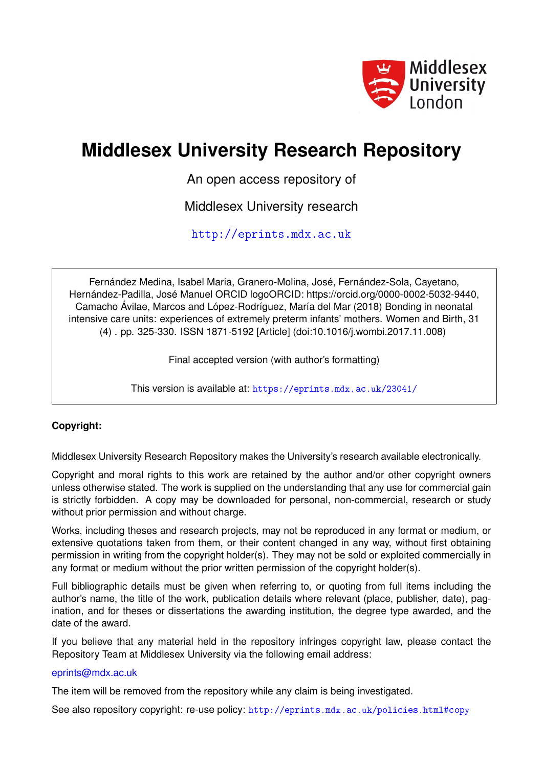Middlesex University London

# Middlesex University Research Repository

An open access repository of

Middlesex University research

http://eprints.mdx.ac.uk

Fernández Medina, Isabel Maria, Granero-Molina, José, Fernández-Sola, Cayetano, Hernández-Padilla, José Manuel ORCID logoORCID: https://orcid.org/0000-0002-5032-9440, Camacho Ávilae, Marcos and López-Rodríguez, María del Mar (2018) Bonding in neonatal intensive care units: experiences of extremely preterm infants' mothers. Women and Birth, 31 (4) . pp. 325-330. ISSN 1871-5192 [Article] (doi:10.1016/j.wombi.2017.11.008)

Final accepted version (with author's formatting)

This version is available at: https://eprints.mdx.ac.uk/23041/

**Copyright:**

Middlesex University Research Repository makes the University's research available electronically.

Copyright and moral rights to this work are retained by the author and/or other copyright owners unless otherwise stated. The work is supplied on the understanding that any use for commercial gain is strictly forbidden. A copy may be downloaded for personal, non-commercial, research or study without prior permission and without charge.

Works, including theses and research projects, may not be reproduced in any format or medium, or extensive quotations taken from them, or their content changed in any way, without first obtaining permission in writing from the copyright holder(s). They may not be sold or exploited commercially in any format or medium without the prior written permission of the copyright holder(s).

Full bibliographic details must be given when referring to, or quoting from full items including the author's name, the title of the work, publication details where relevant (place, publisher, date), pagination, and for theses or dissertations the awarding institution, the degree type awarded, and the date of the award.

If you believe that any material held in the repository infringes copyright law, please contact the Repository Team at Middlesex University via the following email address:

eprints@mdx.ac.uk

The item will be removed from the repository while any claim is being investigated.

See also repository copyright: re-use policy: http://eprints.mdx.ac.uk/policies.html#copy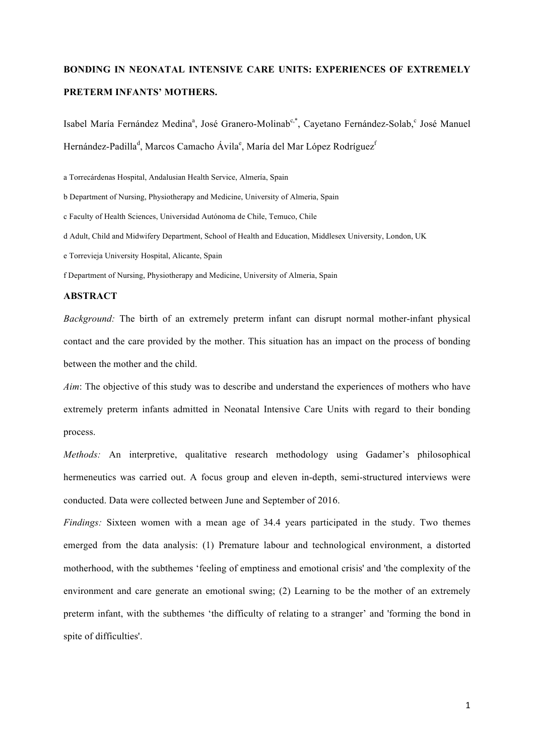**BONDING IN NEONATAL INTENSIVE CARE UNITS: EXPERIENCES OF EXTREMELY PRETERM INFANTS' MOTHERS.**

Isabel María Fernández Medina[a], José Granero-Molinab[c,*], Cayetano Fernández-Solab,[c] José Manuel Hernández-Padilla[d], Marcos Camacho Ávila[e], María del Mar López Rodríguez[f]

a Torrecárdenas Hospital, Andalusian Health Service, Almería, Spain

b Department of Nursing, Physiotherapy and Medicine, University of Almeria, Spain

c Faculty of Health Sciences, Universidad Autónoma de Chile, Temuco, Chile

d Adult, Child and Midwifery Department, School of Health and Education, Middlesex University, London, UK

e Torrevieja University Hospital, Alicante, Spain

f Department of Nursing, Physiotherapy and Medicine, University of Almeria, Spain

**ABSTRACT**

*Background:* The birth of an extremely preterm infant can disrupt normal mother-infant physical contact and the care provided by the mother. This situation has an impact on the process of bonding between the mother and the child.

*Aim*: The objective of this study was to describe and understand the experiences of mothers who have extremely preterm infants admitted in Neonatal Intensive Care Units with regard to their bonding process.

*Methods:* An interpretive, qualitative research methodology using Gadamer's philosophical hermeneutics was carried out. A focus group and eleven in-depth, semi-structured interviews were conducted. Data were collected between June and September of 2016.

*Findings:* Sixteen women with a mean age of 34.4 years participated in the study. Two themes emerged from the data analysis: (1) Premature labour and technological environment, a distorted motherhood, with the subthemes 'feeling of emptiness and emotional crisis' and 'the complexity of the environment and care generate an emotional swing; (2) Learning to be the mother of an extremely preterm infant, with the subthemes 'the difficulty of relating to a stranger' and 'forming the bond in spite of difficulties'.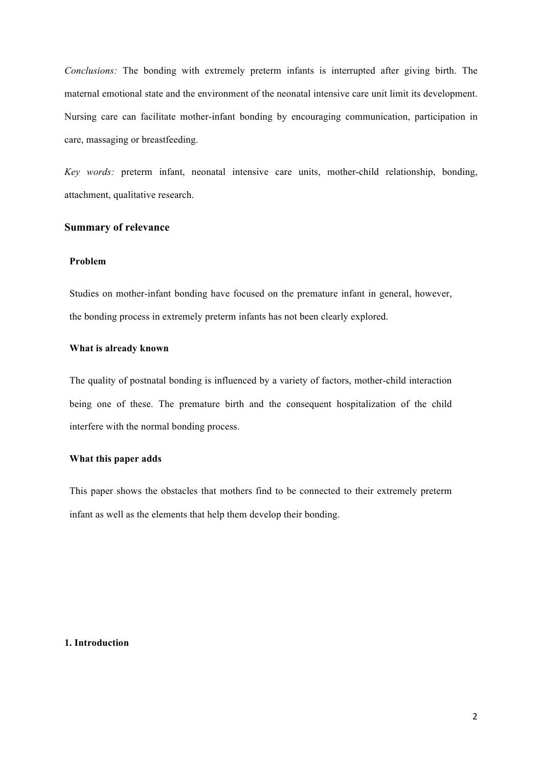*Conclusions:* The bonding with extremely preterm infants is interrupted after giving birth. The maternal emotional state and the environment of the neonatal intensive care unit limit its development. Nursing care can facilitate mother-infant bonding by encouraging communication, participation in care, massaging or breastfeeding.

*Key words:* preterm infant, neonatal intensive care units, mother-child relationship, bonding, attachment, qualitative research.

## Summary of relevance

### Problem

Studies on mother-infant bonding have focused on the premature infant in general, however, the bonding process in extremely preterm infants has not been clearly explored.

### What is already known

The quality of postnatal bonding is influenced by a variety of factors, mother-child interaction being one of these. The premature birth and the consequent hospitalization of the child interfere with the normal bonding process.

### What this paper adds

This paper shows the obstacles that mothers find to be connected to their extremely preterm infant as well as the elements that help them develop their bonding.

## 1. Introduction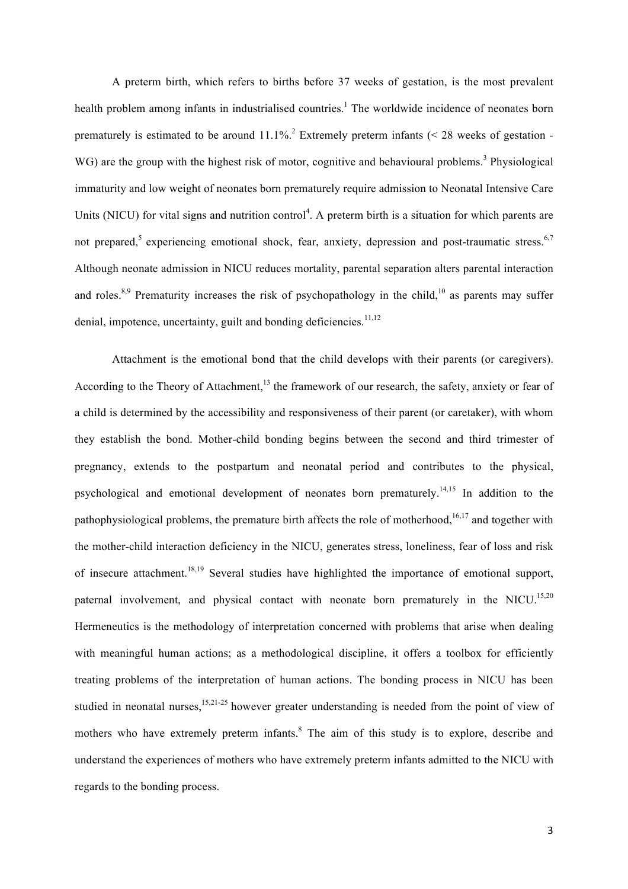A preterm birth, which refers to births before 37 weeks of gestation, is the most prevalent health problem among infants in industrialised countries.[1] The worldwide incidence of neonates born prematurely is estimated to be around 11.1%.[2] Extremely preterm infants (< 28 weeks of gestation - WG) are the group with the highest risk of motor, cognitive and behavioural problems.[3] Physiological immaturity and low weight of neonates born prematurely require admission to Neonatal Intensive Care Units (NICU) for vital signs and nutrition control[4]. A preterm birth is a situation for which parents are not prepared,[5] experiencing emotional shock, fear, anxiety, depression and post-traumatic stress.[6,7] Although neonate admission in NICU reduces mortality, parental separation alters parental interaction and roles.[8,9] Prematurity increases the risk of psychopathology in the child,[10] as parents may suffer denial, impotence, uncertainty, guilt and bonding deficiencies.[11,12]

Attachment is the emotional bond that the child develops with their parents (or caregivers). According to the Theory of Attachment,[13] the framework of our research, the safety, anxiety or fear of a child is determined by the accessibility and responsiveness of their parent (or caretaker), with whom they establish the bond. Mother-child bonding begins between the second and third trimester of pregnancy, extends to the postpartum and neonatal period and contributes to the physical, psychological and emotional development of neonates born prematurely.[14,15] In addition to the pathophysiological problems, the premature birth affects the role of motherhood,[16,17] and together with the mother-child interaction deficiency in the NICU, generates stress, loneliness, fear of loss and risk of insecure attachment.[18,19] Several studies have highlighted the importance of emotional support, paternal involvement, and physical contact with neonate born prematurely in the NICU.[15,20] Hermeneutics is the methodology of interpretation concerned with problems that arise when dealing with meaningful human actions; as a methodological discipline, it offers a toolbox for efficiently treating problems of the interpretation of human actions. The bonding process in NICU has been studied in neonatal nurses,[15,21-25] however greater understanding is needed from the point of view of mothers who have extremely preterm infants.[8] The aim of this study is to explore, describe and understand the experiences of mothers who have extremely preterm infants admitted to the NICU with regards to the bonding process.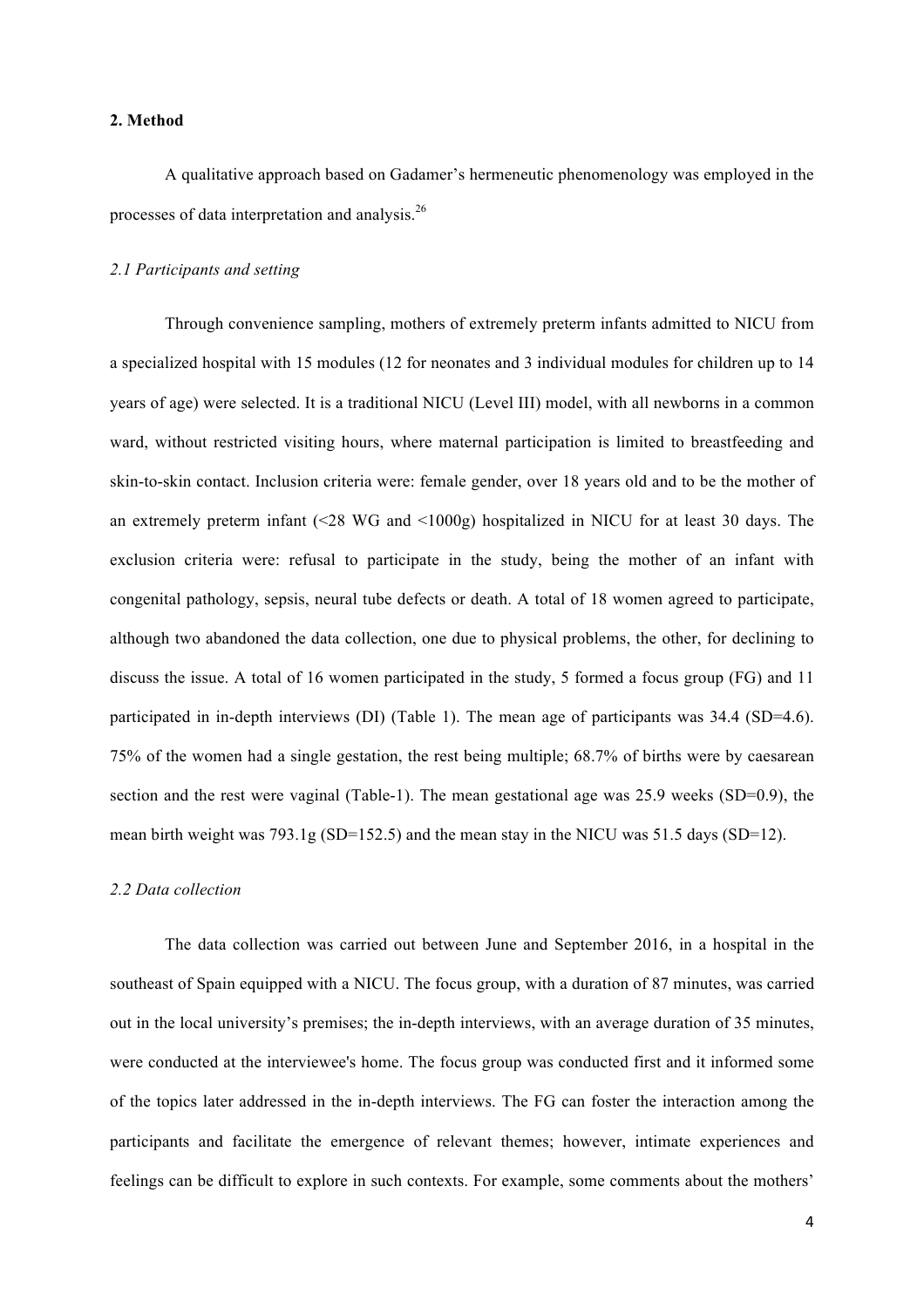## 2. Method

A qualitative approach based on Gadamer's hermeneutic phenomenology was employed in the processes of data interpretation and analysis.[26]

### *2.1 Participants and setting*

Through convenience sampling, mothers of extremely preterm infants admitted to NICU from a specialized hospital with 15 modules (12 for neonates and 3 individual modules for children up to 14 years of age) were selected. It is a traditional NICU (Level III) model, with all newborns in a common ward, without restricted visiting hours, where maternal participation is limited to breastfeeding and skin-to-skin contact. Inclusion criteria were: female gender, over 18 years old and to be the mother of an extremely preterm infant (<28 WG and <1000g) hospitalized in NICU for at least 30 days. The exclusion criteria were: refusal to participate in the study, being the mother of an infant with congenital pathology, sepsis, neural tube defects or death. A total of 18 women agreed to participate, although two abandoned the data collection, one due to physical problems, the other, for declining to discuss the issue. A total of 16 women participated in the study, 5 formed a focus group (FG) and 11 participated in in-depth interviews (DI) (Table 1). The mean age of participants was 34.4 (SD=4.6). 75% of the women had a single gestation, the rest being multiple; 68.7% of births were by caesarean section and the rest were vaginal (Table-1). The mean gestational age was 25.9 weeks (SD=0.9), the mean birth weight was 793.1g (SD=152.5) and the mean stay in the NICU was 51.5 days (SD=12).

### *2.2 Data collection*

The data collection was carried out between June and September 2016, in a hospital in the southeast of Spain equipped with a NICU. The focus group, with a duration of 87 minutes, was carried out in the local university's premises; the in-depth interviews, with an average duration of 35 minutes, were conducted at the interviewee's home. The focus group was conducted first and it informed some of the topics later addressed in the in-depth interviews. The FG can foster the interaction among the participants and facilitate the emergence of relevant themes; however, intimate experiences and feelings can be difficult to explore in such contexts. For example, some comments about the mothers'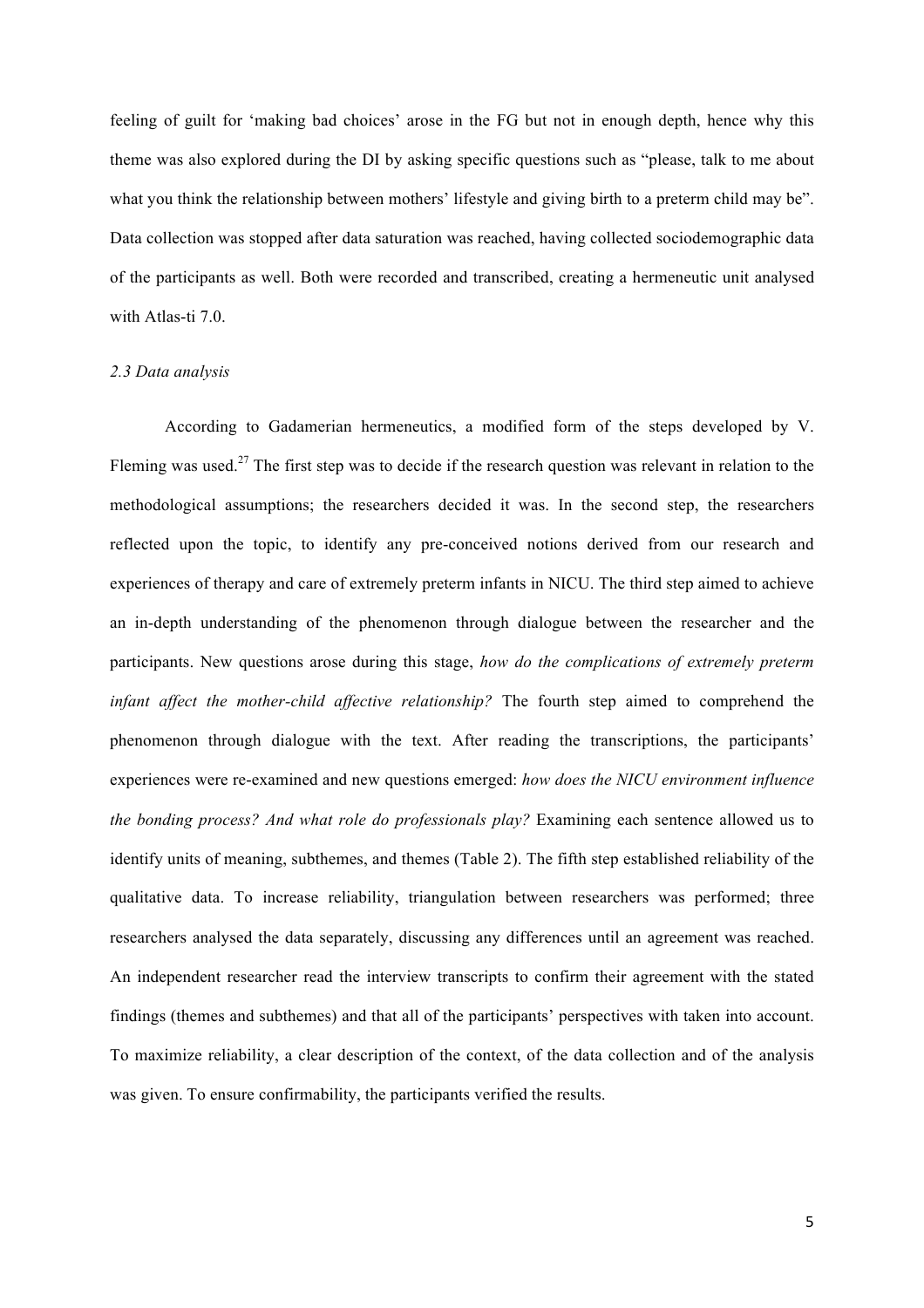feeling of guilt for 'making bad choices' arose in the FG but not in enough depth, hence why this theme was also explored during the DI by asking specific questions such as "please, talk to me about what you think the relationship between mothers' lifestyle and giving birth to a preterm child may be". Data collection was stopped after data saturation was reached, having collected sociodemographic data of the participants as well. Both were recorded and transcribed, creating a hermeneutic unit analysed with Atlas-ti 7.0.

### *2.3 Data analysis*

According to Gadamerian hermeneutics, a modified form of the steps developed by V. Fleming was used.[27] The first step was to decide if the research question was relevant in relation to the methodological assumptions; the researchers decided it was. In the second step, the researchers reflected upon the topic, to identify any pre-conceived notions derived from our research and experiences of therapy and care of extremely preterm infants in NICU. The third step aimed to achieve an in-depth understanding of the phenomenon through dialogue between the researcher and the participants. New questions arose during this stage, *how do the complications of extremely preterm infant affect the mother-child affective relationship?* The fourth step aimed to comprehend the phenomenon through dialogue with the text. After reading the transcriptions, the participants' experiences were re-examined and new questions emerged: *how does the NICU environment influence the bonding process? And what role do professionals play?* Examining each sentence allowed us to identify units of meaning, subthemes, and themes (Table 2). The fifth step established reliability of the qualitative data. To increase reliability, triangulation between researchers was performed; three researchers analysed the data separately, discussing any differences until an agreement was reached. An independent researcher read the interview transcripts to confirm their agreement with the stated findings (themes and subthemes) and that all of the participants' perspectives with taken into account. To maximize reliability, a clear description of the context, of the data collection and of the analysis was given. To ensure confirmability, the participants verified the results.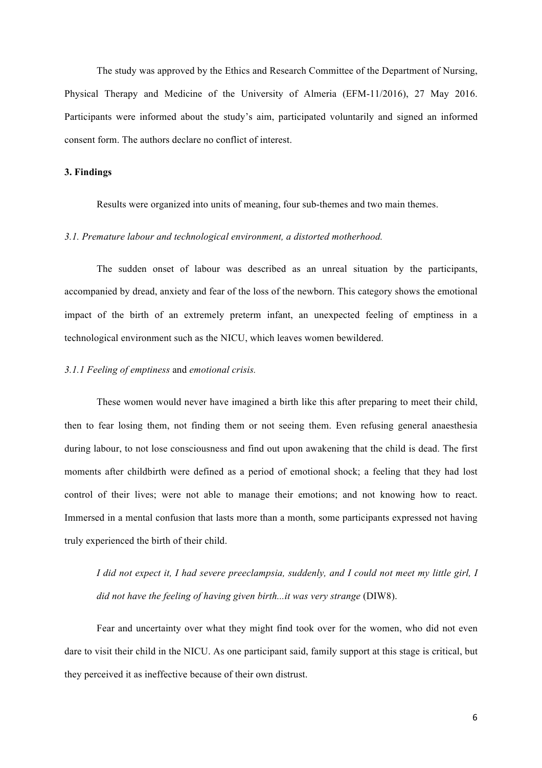The study was approved by the Ethics and Research Committee of the Department of Nursing, Physical Therapy and Medicine of the University of Almeria (EFM-11/2016), 27 May 2016. Participants were informed about the study's aim, participated voluntarily and signed an informed consent form. The authors declare no conflict of interest.

## 3. Findings

Results were organized into units of meaning, four sub-themes and two main themes.

### *3.1. Premature labour and technological environment, a distorted motherhood.*

The sudden onset of labour was described as an unreal situation by the participants, accompanied by dread, anxiety and fear of the loss of the newborn. This category shows the emotional impact of the birth of an extremely preterm infant, an unexpected feeling of emptiness in a technological environment such as the NICU, which leaves women bewildered.

#### *3.1.1 Feeling of emptiness* and *emotional crisis.*

These women would never have imagined a birth like this after preparing to meet their child, then to fear losing them, not finding them or not seeing them. Even refusing general anaesthesia during labour, to not lose consciousness and find out upon awakening that the child is dead. The first moments after childbirth were defined as a period of emotional shock; a feeling that they had lost control of their lives; were not able to manage their emotions; and not knowing how to react. Immersed in a mental confusion that lasts more than a month, some participants expressed not having truly experienced the birth of their child.

> *I did not expect it, I had severe preeclampsia, suddenly, and I could not meet my little girl, I did not have the feeling of having given birth...it was very strange* (DIW8).

Fear and uncertainty over what they might find took over for the women, who did not even dare to visit their child in the NICU. As one participant said, family support at this stage is critical, but they perceived it as ineffective because of their own distrust.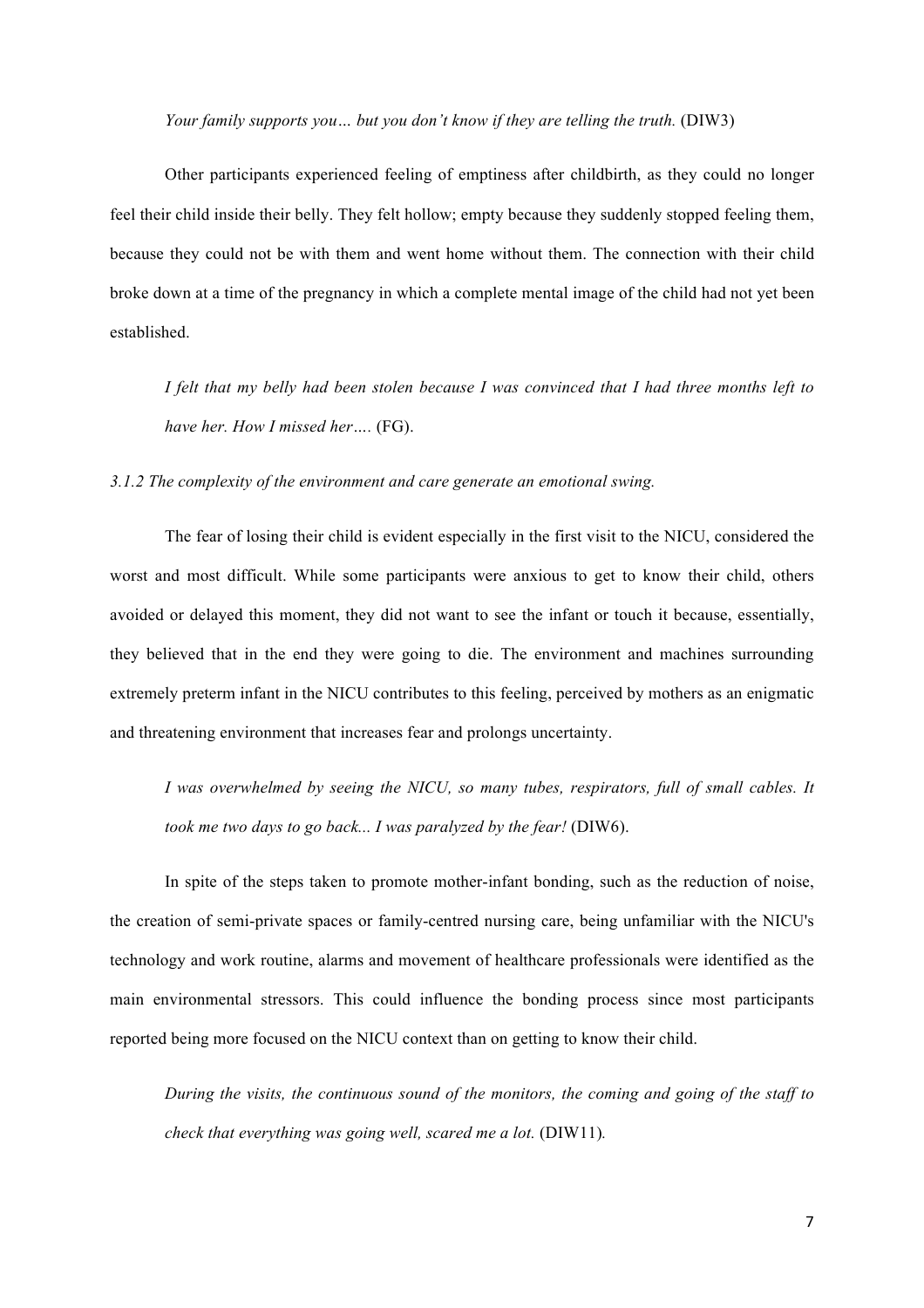*Your family supports you… but you don't know if they are telling the truth.* (DIW3)

Other participants experienced feeling of emptiness after childbirth, as they could no longer feel their child inside their belly. They felt hollow; empty because they suddenly stopped feeling them, because they could not be with them and went home without them. The connection with their child broke down at a time of the pregnancy in which a complete mental image of the child had not yet been established.

*I felt that my belly had been stolen because I was convinced that I had three months left to have her. How I missed her….* (FG).

*3.1.2 The complexity of the environment and care generate an emotional swing.*

The fear of losing their child is evident especially in the first visit to the NICU, considered the worst and most difficult. While some participants were anxious to get to know their child, others avoided or delayed this moment, they did not want to see the infant or touch it because, essentially, they believed that in the end they were going to die. The environment and machines surrounding extremely preterm infant in the NICU contributes to this feeling, perceived by mothers as an enigmatic and threatening environment that increases fear and prolongs uncertainty.

*I was overwhelmed by seeing the NICU, so many tubes, respirators, full of small cables. It took me two days to go back... I was paralyzed by the fear!* (DIW6).

In spite of the steps taken to promote mother-infant bonding, such as the reduction of noise, the creation of semi-private spaces or family-centred nursing care, being unfamiliar with the NICU's technology and work routine, alarms and movement of healthcare professionals were identified as the main environmental stressors. This could influence the bonding process since most participants reported being more focused on the NICU context than on getting to know their child.

*During the visits, the continuous sound of the monitors, the coming and going of the staff to check that everything was going well, scared me a lot.* (DIW11).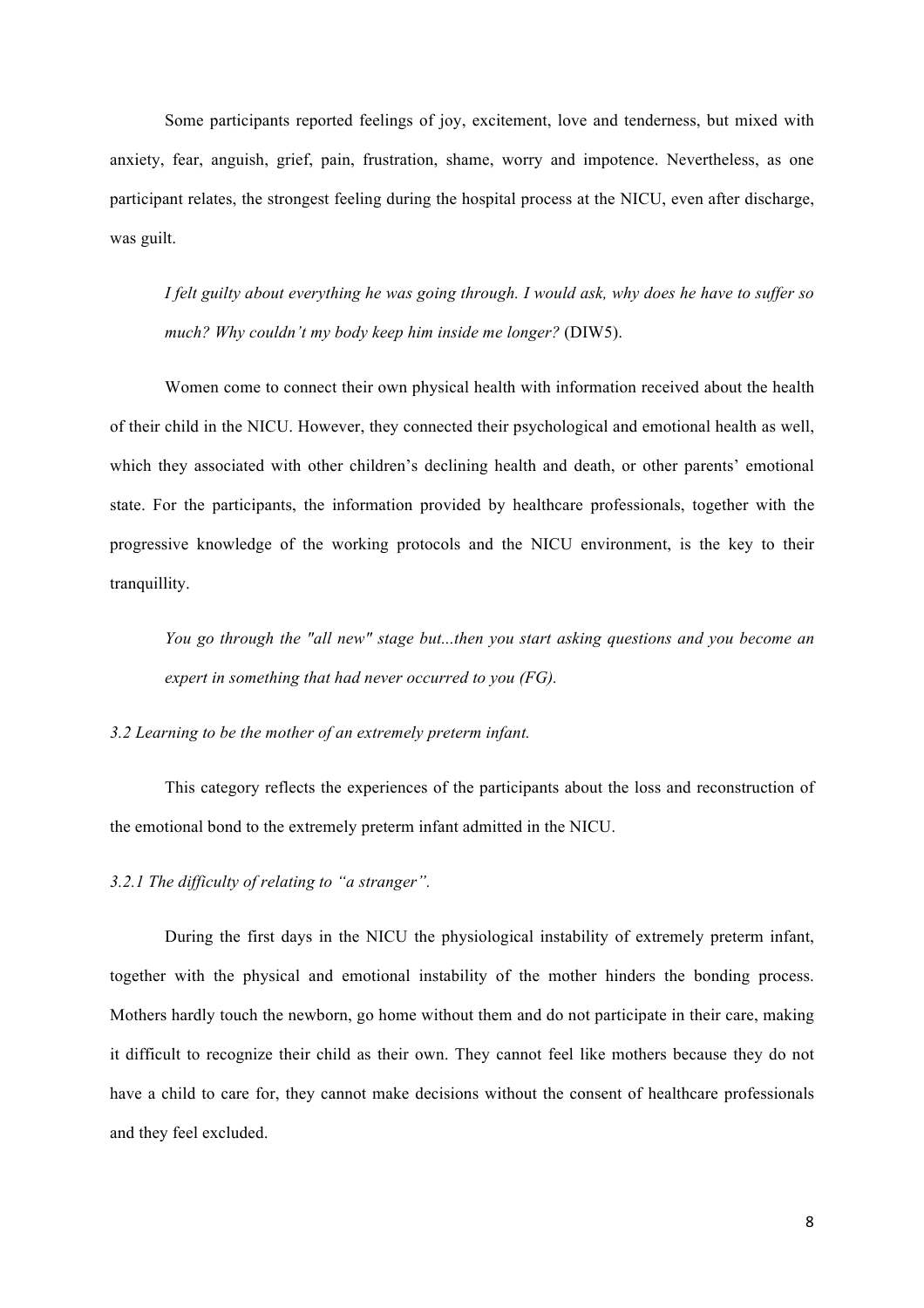Some participants reported feelings of joy, excitement, love and tenderness, but mixed with anxiety, fear, anguish, grief, pain, frustration, shame, worry and impotence. Nevertheless, as one participant relates, the strongest feeling during the hospital process at the NICU, even after discharge, was guilt.

> *I felt guilty about everything he was going through. I would ask, why does he have to suffer so much? Why couldn't my body keep him inside me longer?* (DIW5).

Women come to connect their own physical health with information received about the health of their child in the NICU. However, they connected their psychological and emotional health as well, which they associated with other children's declining health and death, or other parents' emotional state. For the participants, the information provided by healthcare professionals, together with the progressive knowledge of the working protocols and the NICU environment, is the key to their tranquillity.

> *You go through the "all new" stage but...then you start asking questions and you become an expert in something that had never occurred to you (FG).*

### *3.2 Learning to be the mother of an extremely preterm infant.*

This category reflects the experiences of the participants about the loss and reconstruction of the emotional bond to the extremely preterm infant admitted in the NICU.

#### *3.2.1 The difficulty of relating to "a stranger".*

During the first days in the NICU the physiological instability of extremely preterm infant, together with the physical and emotional instability of the mother hinders the bonding process. Mothers hardly touch the newborn, go home without them and do not participate in their care, making it difficult to recognize their child as their own. They cannot feel like mothers because they do not have a child to care for, they cannot make decisions without the consent of healthcare professionals and they feel excluded.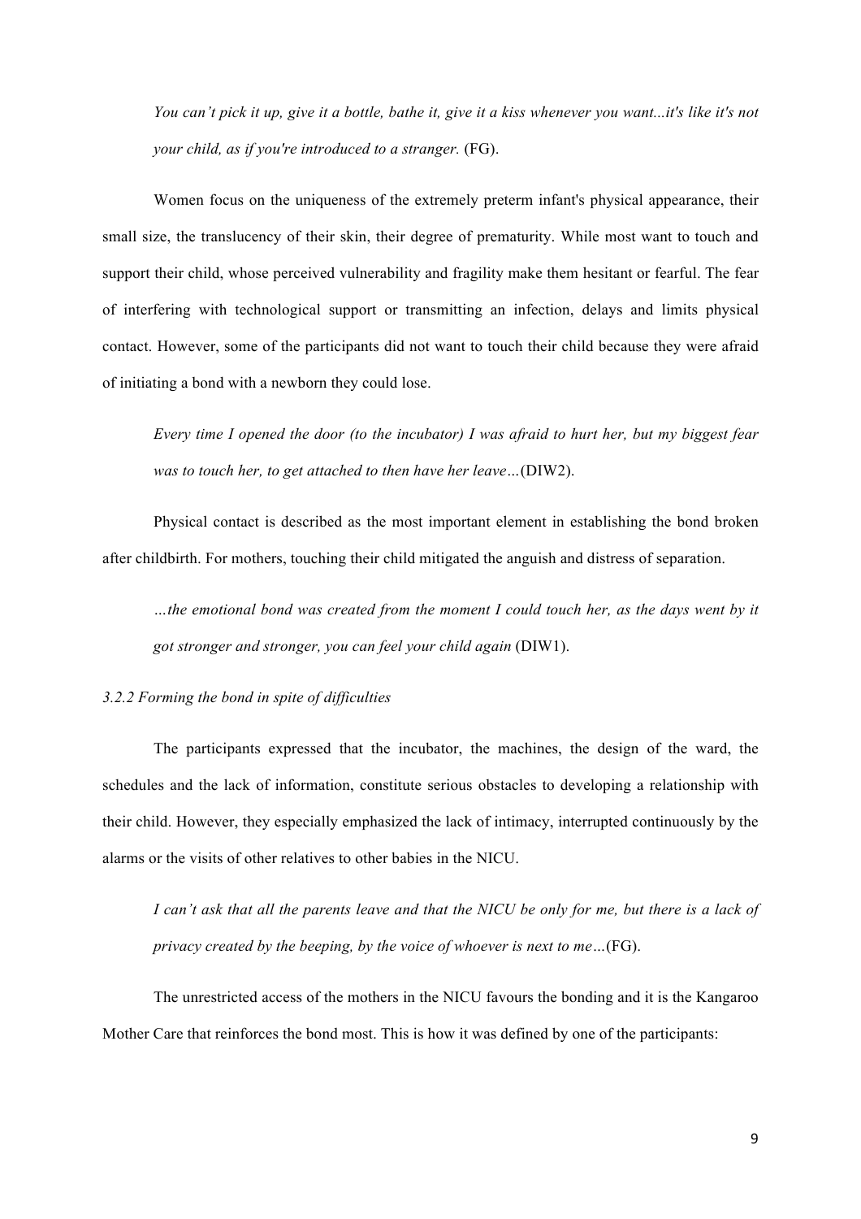*You can't pick it up, give it a bottle, bathe it, give it a kiss whenever you want...it's like it's not your child, as if you're introduced to a stranger.* (FG).

Women focus on the uniqueness of the extremely preterm infant's physical appearance, their small size, the translucency of their skin, their degree of prematurity. While most want to touch and support their child, whose perceived vulnerability and fragility make them hesitant or fearful. The fear of interfering with technological support or transmitting an infection, delays and limits physical contact. However, some of the participants did not want to touch their child because they were afraid of initiating a bond with a newborn they could lose.

*Every time I opened the door (to the incubator) I was afraid to hurt her, but my biggest fear was to touch her, to get attached to then have her leave…*(DIW2).

Physical contact is described as the most important element in establishing the bond broken after childbirth. For mothers, touching their child mitigated the anguish and distress of separation.

*…the emotional bond was created from the moment I could touch her, as the days went by it got stronger and stronger, you can feel your child again* (DIW1).

*3.2.2 Forming the bond in spite of difficulties*

The participants expressed that the incubator, the machines, the design of the ward, the schedules and the lack of information, constitute serious obstacles to developing a relationship with their child. However, they especially emphasized the lack of intimacy, interrupted continuously by the alarms or the visits of other relatives to other babies in the NICU.

*I can't ask that all the parents leave and that the NICU be only for me, but there is a lack of privacy created by the beeping, by the voice of whoever is next to me…*(FG).

The unrestricted access of the mothers in the NICU favours the bonding and it is the Kangaroo Mother Care that reinforces the bond most. This is how it was defined by one of the participants: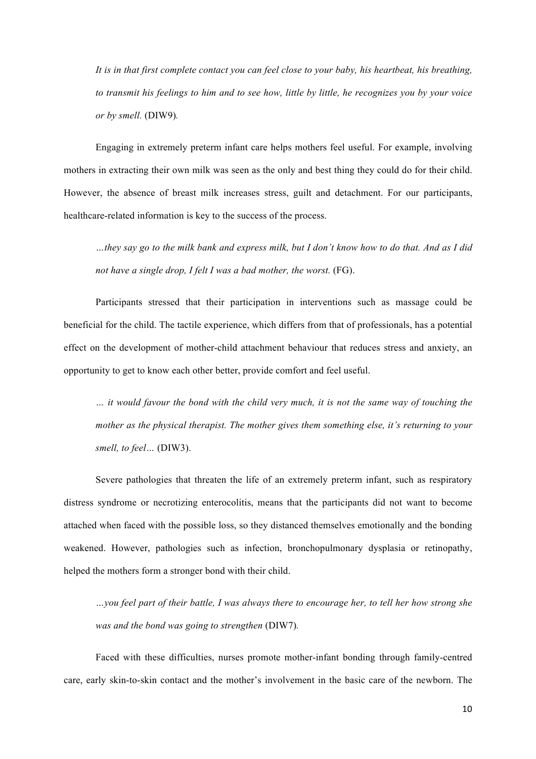*It is in that first complete contact you can feel close to your baby, his heartbeat, his breathing, to transmit his feelings to him and to see how, little by little, he recognizes you by your voice or by smell.* (DIW9).

Engaging in extremely preterm infant care helps mothers feel useful. For example, involving mothers in extracting their own milk was seen as the only and best thing they could do for their child. However, the absence of breast milk increases stress, guilt and detachment. For our participants, healthcare-related information is key to the success of the process.

*…they say go to the milk bank and express milk, but I don't know how to do that. And as I did not have a single drop, I felt I was a bad mother, the worst.* (FG).

Participants stressed that their participation in interventions such as massage could be beneficial for the child. The tactile experience, which differs from that of professionals, has a potential effect on the development of mother-child attachment behaviour that reduces stress and anxiety, an opportunity to get to know each other better, provide comfort and feel useful.

*… it would favour the bond with the child very much, it is not the same way of touching the mother as the physical therapist. The mother gives them something else, it's returning to your smell, to feel…* (DIW3).

Severe pathologies that threaten the life of an extremely preterm infant, such as respiratory distress syndrome or necrotizing enterocolitis, means that the participants did not want to become attached when faced with the possible loss, so they distanced themselves emotionally and the bonding weakened. However, pathologies such as infection, bronchopulmonary dysplasia or retinopathy, helped the mothers form a stronger bond with their child.

*…you feel part of their battle, I was always there to encourage her, to tell her how strong she was and the bond was going to strengthen* (DIW7).

Faced with these difficulties, nurses promote mother-infant bonding through family-centred care, early skin-to-skin contact and the mother's involvement in the basic care of the newborn. The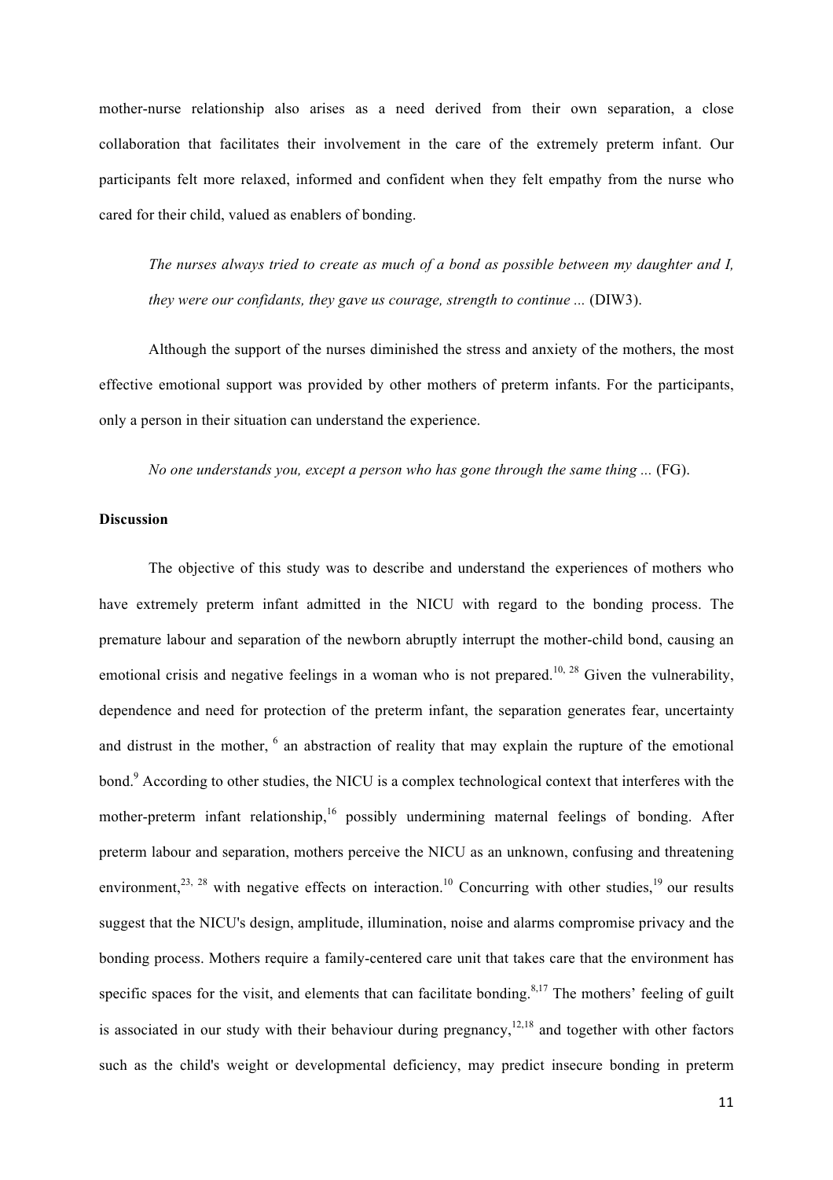mother-nurse relationship also arises as a need derived from their own separation, a close collaboration that facilitates their involvement in the care of the extremely preterm infant. Our participants felt more relaxed, informed and confident when they felt empathy from the nurse who cared for their child, valued as enablers of bonding.

> *The nurses always tried to create as much of a bond as possible between my daughter and I, they were our confidants, they gave us courage, strength to continue ...* (DIW3).

Although the support of the nurses diminished the stress and anxiety of the mothers, the most effective emotional support was provided by other mothers of preterm infants. For the participants, only a person in their situation can understand the experience.

> *No one understands you, except a person who has gone through the same thing ...* (FG).

**Discussion**

The objective of this study was to describe and understand the experiences of mothers who have extremely preterm infant admitted in the NICU with regard to the bonding process. The premature labour and separation of the newborn abruptly interrupt the mother-child bond, causing an emotional crisis and negative feelings in a woman who is not prepared.[10, 28] Given the vulnerability, dependence and need for protection of the preterm infant, the separation generates fear, uncertainty and distrust in the mother, [6] an abstraction of reality that may explain the rupture of the emotional bond.[9] According to other studies, the NICU is a complex technological context that interferes with the mother-preterm infant relationship,[16] possibly undermining maternal feelings of bonding. After preterm labour and separation, mothers perceive the NICU as an unknown, confusing and threatening environment,[23, 28] with negative effects on interaction.[10] Concurring with other studies,[19] our results suggest that the NICU's design, amplitude, illumination, noise and alarms compromise privacy and the bonding process. Mothers require a family-centered care unit that takes care that the environment has specific spaces for the visit, and elements that can facilitate bonding.[8,17] The mothers' feeling of guilt is associated in our study with their behaviour during pregnancy,[12,18] and together with other factors such as the child's weight or developmental deficiency, may predict insecure bonding in preterm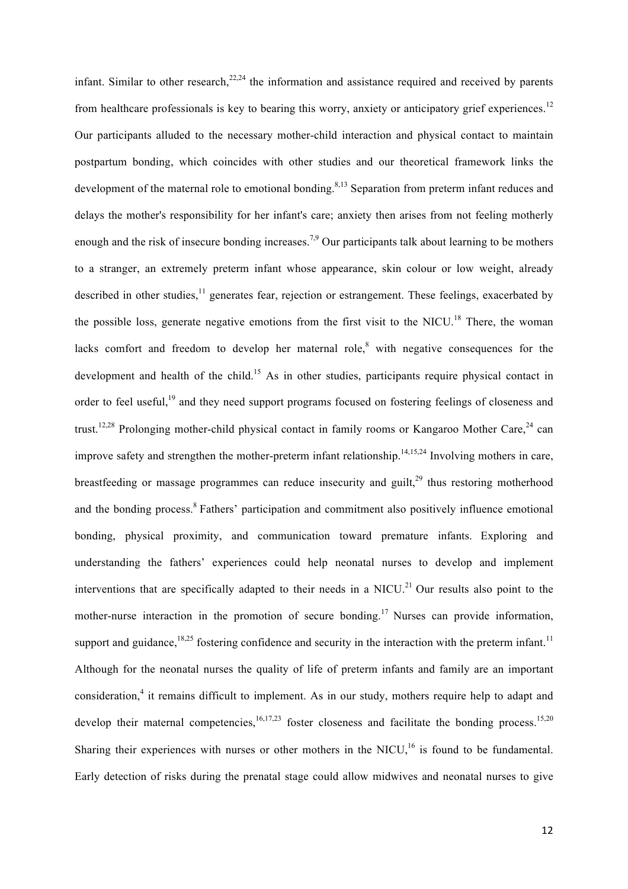infant. Similar to other research,[22,24] the information and assistance required and received by parents from healthcare professionals is key to bearing this worry, anxiety or anticipatory grief experiences.[12] Our participants alluded to the necessary mother-child interaction and physical contact to maintain postpartum bonding, which coincides with other studies and our theoretical framework links the development of the maternal role to emotional bonding.[8,13] Separation from preterm infant reduces and delays the mother's responsibility for her infant's care; anxiety then arises from not feeling motherly enough and the risk of insecure bonding increases.[7,9] Our participants talk about learning to be mothers to a stranger, an extremely preterm infant whose appearance, skin colour or low weight, already described in other studies,[11] generates fear, rejection or estrangement. These feelings, exacerbated by the possible loss, generate negative emotions from the first visit to the NICU.[18] There, the woman lacks comfort and freedom to develop her maternal role,[8] with negative consequences for the development and health of the child.[15] As in other studies, participants require physical contact in order to feel useful,[19] and they need support programs focused on fostering feelings of closeness and trust.[12,28] Prolonging mother-child physical contact in family rooms or Kangaroo Mother Care,[24] can improve safety and strengthen the mother-preterm infant relationship.[14,15,24] Involving mothers in care, breastfeeding or massage programmes can reduce insecurity and guilt,[29] thus restoring motherhood and the bonding process.[8] Fathers' participation and commitment also positively influence emotional bonding, physical proximity, and communication toward premature infants. Exploring and understanding the fathers' experiences could help neonatal nurses to develop and implement interventions that are specifically adapted to their needs in a NICU.[21] Our results also point to the mother-nurse interaction in the promotion of secure bonding.[17] Nurses can provide information, support and guidance,[18,25] fostering confidence and security in the interaction with the preterm infant.[11] Although for the neonatal nurses the quality of life of preterm infants and family are an important consideration,[4] it remains difficult to implement. As in our study, mothers require help to adapt and develop their maternal competencies,[16,17,23] foster closeness and facilitate the bonding process.[15,20] Sharing their experiences with nurses or other mothers in the NICU,[16] is found to be fundamental. Early detection of risks during the prenatal stage could allow midwives and neonatal nurses to give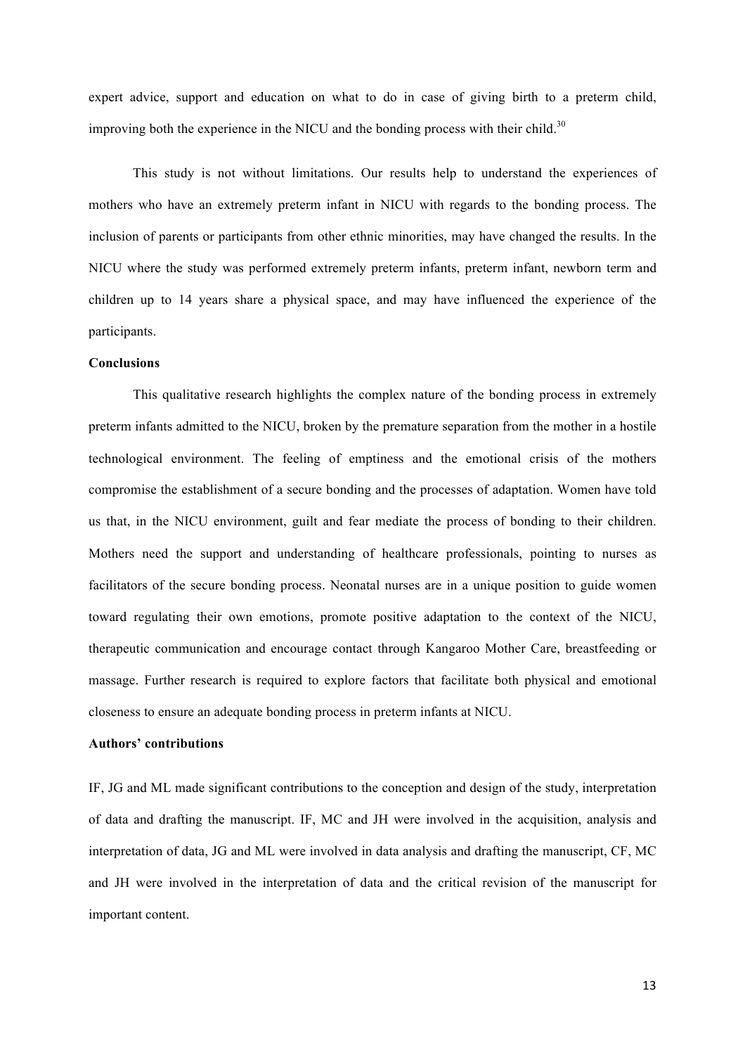expert advice, support and education on what to do in case of giving birth to a preterm child, improving both the experience in the NICU and the bonding process with their child.[30]

This study is not without limitations. Our results help to understand the experiences of mothers who have an extremely preterm infant in NICU with regards to the bonding process. The inclusion of parents or participants from other ethnic minorities, may have changed the results. In the NICU where the study was performed extremely preterm infants, preterm infant, newborn term and children up to 14 years share a physical space, and may have influenced the experience of the participants.

**Conclusions**

This qualitative research highlights the complex nature of the bonding process in extremely preterm infants admitted to the NICU, broken by the premature separation from the mother in a hostile technological environment. The feeling of emptiness and the emotional crisis of the mothers compromise the establishment of a secure bonding and the processes of adaptation. Women have told us that, in the NICU environment, guilt and fear mediate the process of bonding to their children. Mothers need the support and understanding of healthcare professionals, pointing to nurses as facilitators of the secure bonding process. Neonatal nurses are in a unique position to guide women toward regulating their own emotions, promote positive adaptation to the context of the NICU, therapeutic communication and encourage contact through Kangaroo Mother Care, breastfeeding or massage. Further research is required to explore factors that facilitate both physical and emotional closeness to ensure an adequate bonding process in preterm infants at NICU.

**Authors' contributions**

IF, JG and ML made significant contributions to the conception and design of the study, interpretation of data and drafting the manuscript. IF, MC and JH were involved in the acquisition, analysis and interpretation of data, JG and ML were involved in data analysis and drafting the manuscript, CF, MC and JH were involved in the interpretation of data and the critical revision of the manuscript for important content.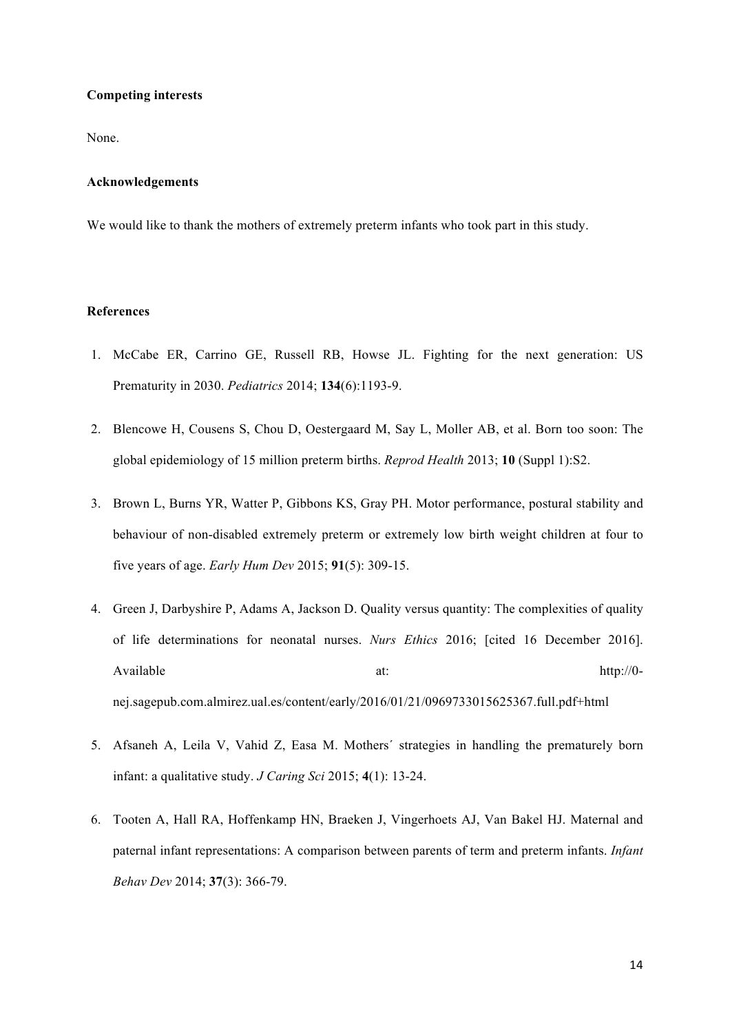**Competing interests**

None.

**Acknowledgements**

We would like to thank the mothers of extremely preterm infants who took part in this study.

**References**

1. McCabe ER, Carrino GE, Russell RB, Howse JL. Fighting for the next generation: US Prematurity in 2030. *Pediatrics* 2014; **134**(6):1193-9.

2. Blencowe H, Cousens S, Chou D, Oestergaard M, Say L, Moller AB, et al. Born too soon: The global epidemiology of 15 million preterm births. *Reprod Health* 2013; **10** (Suppl 1):S2.

3. Brown L, Burns YR, Watter P, Gibbons KS, Gray PH. Motor performance, postural stability and behaviour of non-disabled extremely preterm or extremely low birth weight children at four to five years of age. *Early Hum Dev* 2015; **91**(5): 309-15.

4. Green J, Darbyshire P, Adams A, Jackson D. Quality versus quantity: The complexities of quality of life determinations for neonatal nurses. *Nurs Ethics* 2016; [cited 16 December 2016]. Available at: http://0-nej.sagepub.com.almirez.ual.es/content/early/2016/01/21/0969733015625367.full.pdf+html

5. Afsaneh A, Leila V, Vahid Z, Easa M. Mothers´ strategies in handling the prematurely born infant: a qualitative study. *J Caring Sci* 2015; **4**(1): 13-24.

6. Tooten A, Hall RA, Hoffenkamp HN, Braeken J, Vingerhoets AJ, Van Bakel HJ. Maternal and paternal infant representations: A comparison between parents of term and preterm infants. *Infant Behav Dev* 2014; **37**(3): 366-79.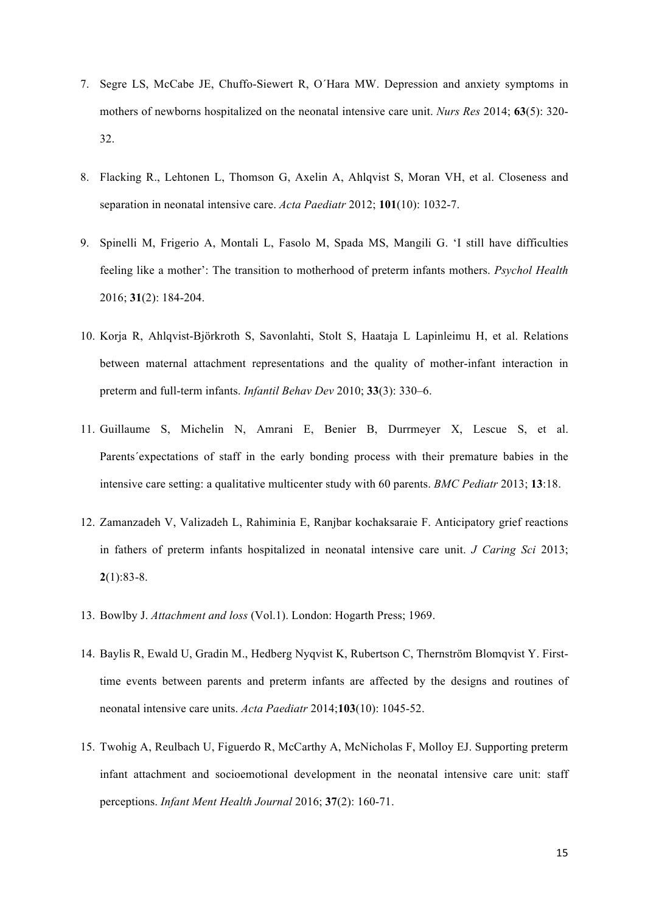7. Segre LS, McCabe JE, Chuffo-Siewert R, O´Hara MW. Depression and anxiety symptoms in mothers of newborns hospitalized on the neonatal intensive care unit. *Nurs Res* 2014; **63**(5): 320-32.

8. Flacking R., Lehtonen L, Thomson G, Axelin A, Ahlqvist S, Moran VH, et al. Closeness and separation in neonatal intensive care. *Acta Paediatr* 2012; **101**(10): 1032-7.

9. Spinelli M, Frigerio A, Montali L, Fasolo M, Spada MS, Mangili G. 'I still have difficulties feeling like a mother': The transition to motherhood of preterm infants mothers. *Psychol Health* 2016; **31**(2): 184-204.

10. Korja R, Ahlqvist-Björkroth S, Savonlahti, Stolt S, Haataja L Lapinleimu H, et al. Relations between maternal attachment representations and the quality of mother-infant interaction in preterm and full-term infants. *Infantil Behav Dev* 2010; **33**(3): 330–6.

11. Guillaume S, Michelin N, Amrani E, Benier B, Durrmeyer X, Lescue S, et al. Parents´expectations of staff in the early bonding process with their premature babies in the intensive care setting: a qualitative multicenter study with 60 parents. *BMC Pediatr* 2013; **13**:18.

12. Zamanzadeh V, Valizadeh L, Rahiminia E, Ranjbar kochaksaraie F. Anticipatory grief reactions in fathers of preterm infants hospitalized in neonatal intensive care unit. *J Caring Sci* 2013; **2**(1):83-8.

13. Bowlby J. *Attachment and loss* (Vol.1). London: Hogarth Press; 1969.

14. Baylis R, Ewald U, Gradin M., Hedberg Nyqvist K, Rubertson C, Thernström Blomqvist Y. First-time events between parents and preterm infants are affected by the designs and routines of neonatal intensive care units. *Acta Paediatr* 2014;**103**(10): 1045-52.

15. Twohig A, Reulbach U, Figuerdo R, McCarthy A, McNicholas F, Molloy EJ. Supporting preterm infant attachment and socioemotional development in the neonatal intensive care unit: staff perceptions. *Infant Ment Health Journal* 2016; **37**(2): 160-71.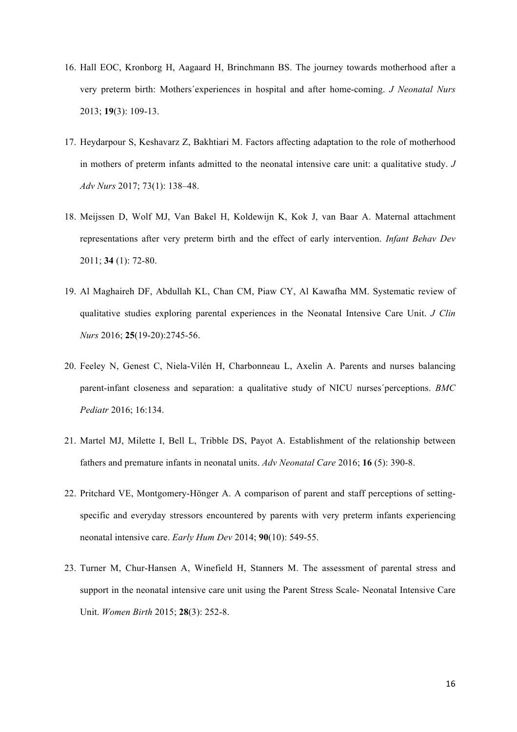16. Hall EOC, Kronborg H, Aagaard H, Brinchmann BS. The journey towards motherhood after a very preterm birth: Mothers´experiences in hospital and after home-coming. *J Neonatal Nurs* 2013; **19**(3): 109-13.

17. Heydarpour S, Keshavarz Z, Bakhtiari M. Factors affecting adaptation to the role of motherhood in mothers of preterm infants admitted to the neonatal intensive care unit: a qualitative study. *J Adv Nurs* 2017; 73(1): 138–48.

18. Meijssen D, Wolf MJ, Van Bakel H, Koldewijn K, Kok J, van Baar A. Maternal attachment representations after very preterm birth and the effect of early intervention. *Infant Behav Dev* 2011; **34** (1): 72-80.

19. Al Maghaireh DF, Abdullah KL, Chan CM, Piaw CY, Al Kawafha MM. Systematic review of qualitative studies exploring parental experiences in the Neonatal Intensive Care Unit. *J Clin Nurs* 2016; **25**(19-20):2745-56.

20. Feeley N, Genest C, Niela-Vilén H, Charbonneau L, Axelin A. Parents and nurses balancing parent-infant closeness and separation: a qualitative study of NICU nurses´perceptions. *BMC Pediatr* 2016; 16:134.

21. Martel MJ, Milette I, Bell L, Tribble DS, Payot A. Establishment of the relationship between fathers and premature infants in neonatal units. *Adv Neonatal Care* 2016; **16** (5): 390-8.

22. Pritchard VE, Montgomery-Hönger A. A comparison of parent and staff perceptions of setting-specific and everyday stressors encountered by parents with very preterm infants experiencing neonatal intensive care. *Early Hum Dev* 2014; **90**(10): 549-55.

23. Turner M, Chur-Hansen A, Winefield H, Stanners M. The assessment of parental stress and support in the neonatal intensive care unit using the Parent Stress Scale- Neonatal Intensive Care Unit. *Women Birth* 2015; **28**(3): 252-8.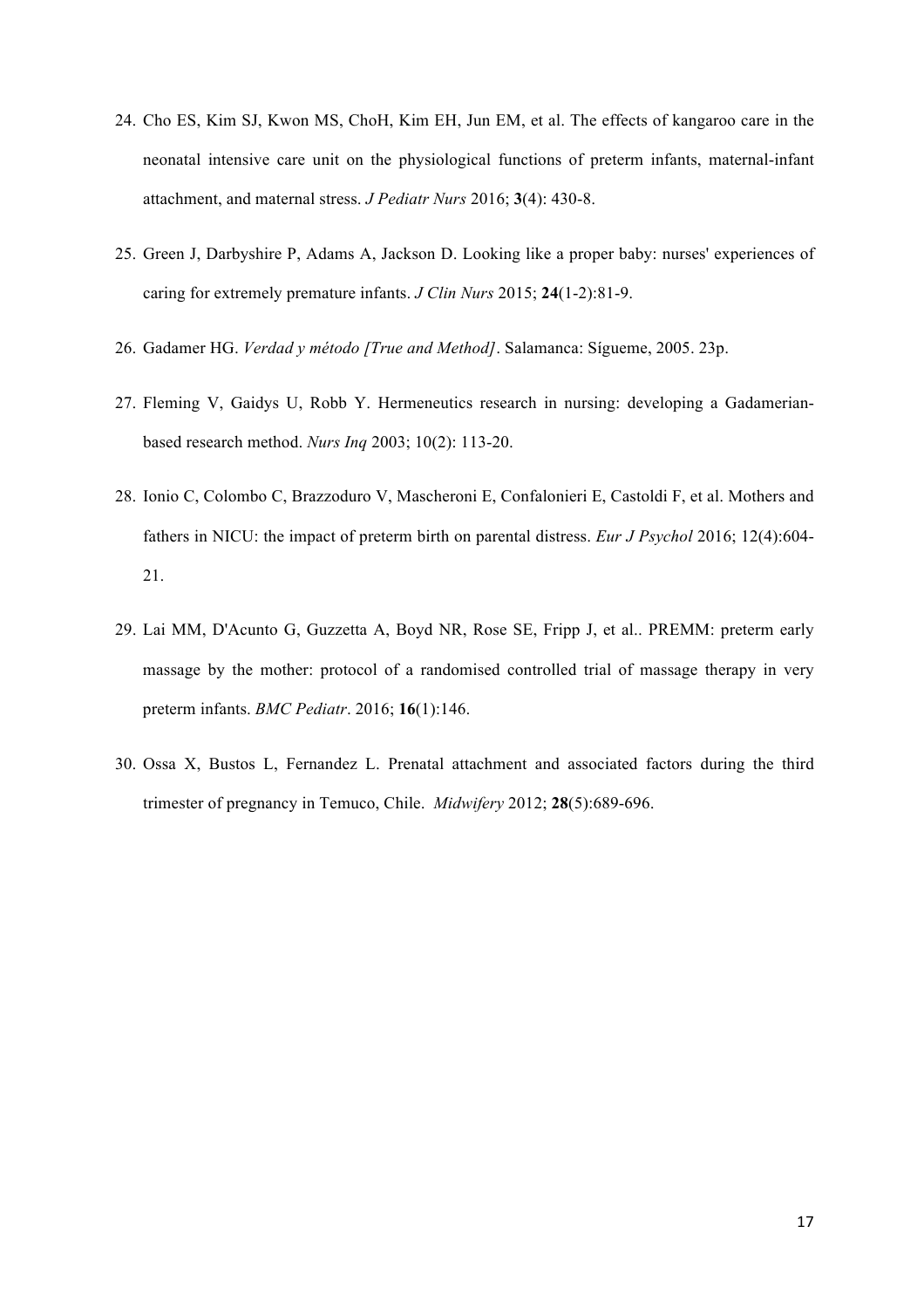24. Cho ES, Kim SJ, Kwon MS, ChoH, Kim EH, Jun EM, et al. The effects of kangaroo care in the neonatal intensive care unit on the physiological functions of preterm infants, maternal-infant attachment, and maternal stress. *J Pediatr Nurs* 2016; **3**(4): 430-8.

25. Green J, Darbyshire P, Adams A, Jackson D. Looking like a proper baby: nurses' experiences of caring for extremely premature infants. *J Clin Nurs* 2015; **24**(1-2):81-9.

26. Gadamer HG. *Verdad y método [True and Method]*. Salamanca: Sígueme, 2005. 23p.

27. Fleming V, Gaidys U, Robb Y. Hermeneutics research in nursing: developing a Gadamerian-based research method. *Nurs Inq* 2003; 10(2): 113-20.

28. Ionio C, Colombo C, Brazzoduro V, Mascheroni E, Confalonieri E, Castoldi F, et al. Mothers and fathers in NICU: the impact of preterm birth on parental distress. *Eur J Psychol* 2016; 12(4):604-21.

29. Lai MM, D'Acunto G, Guzzetta A, Boyd NR, Rose SE, Fripp J, et al.. PREMM: preterm early massage by the mother: protocol of a randomised controlled trial of massage therapy in very preterm infants. *BMC Pediatr*. 2016; **16**(1):146.

30. Ossa X, Bustos L, Fernandez L. Prenatal attachment and associated factors during the third trimester of pregnancy in Temuco, Chile. *Midwifery* 2012; **28**(5):689-696.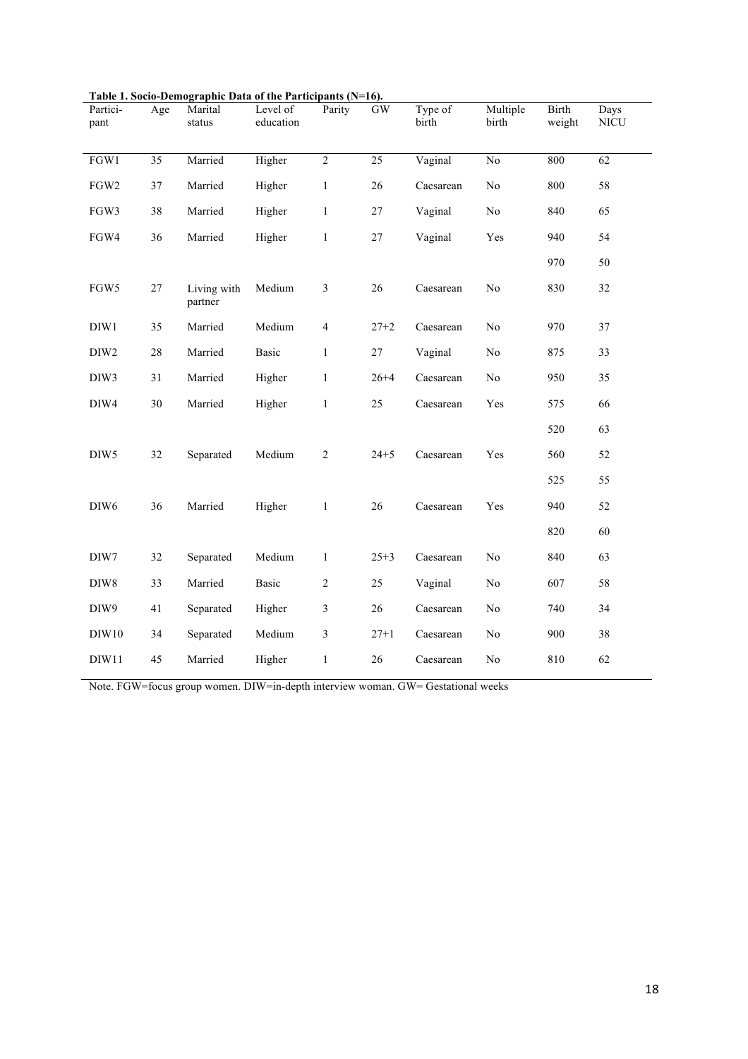**Table 1. Socio-Demographic Data of the Participants (N=16).**

| Participant | Age | Marital status | Level of education | Parity | GW | Type of birth | Multiple birth | Birth weight | Days NICU |
|---|---|---|---|---|---|---|---|---|---|
| FGW1 | 35 | Married | Higher | 2 | 25 | Vaginal | No | 800 | 62 |
| FGW2 | 37 | Married | Higher | 1 | 26 | Caesarean | No | 800 | 58 |
| FGW3 | 38 | Married | Higher | 1 | 27 | Vaginal | No | 840 | 65 |
| FGW4 | 36 | Married | Higher | 1 | 27 | Vaginal | Yes | 940 | 54 |
| | | | | | | | | 970 | 50 |
| FGW5 | 27 | Living with partner | Medium | 3 | 26 | Caesarean | No | 830 | 32 |
| DIW1 | 35 | Married | Medium | 4 | 27+2 | Caesarean | No | 970 | 37 |
| DIW2 | 28 | Married | Basic | 1 | 27 | Vaginal | No | 875 | 33 |
| DIW3 | 31 | Married | Higher | 1 | 26+4 | Caesarean | No | 950 | 35 |
| DIW4 | 30 | Married | Higher | 1 | 25 | Caesarean | Yes | 575 | 66 |
| | | | | | | | | 520 | 63 |
| DIW5 | 32 | Separated | Medium | 2 | 24+5 | Caesarean | Yes | 560 | 52 |
| | | | | | | | | 525 | 55 |
| DIW6 | 36 | Married | Higher | 1 | 26 | Caesarean | Yes | 940 | 52 |
| | | | | | | | | 820 | 60 |
| DIW7 | 32 | Separated | Medium | 1 | 25+3 | Caesarean | No | 840 | 63 |
| DIW8 | 33 | Married | Basic | 2 | 25 | Vaginal | No | 607 | 58 |
| DIW9 | 41 | Separated | Higher | 3 | 26 | Caesarean | No | 740 | 34 |
| DIW10 | 34 | Separated | Medium | 3 | 27+1 | Caesarean | No | 900 | 38 |
| DIW11 | 45 | Married | Higher | 1 | 26 | Caesarean | No | 810 | 62 |

Note. FGW=focus group women. DIW=in-depth interview woman. GW= Gestational weeks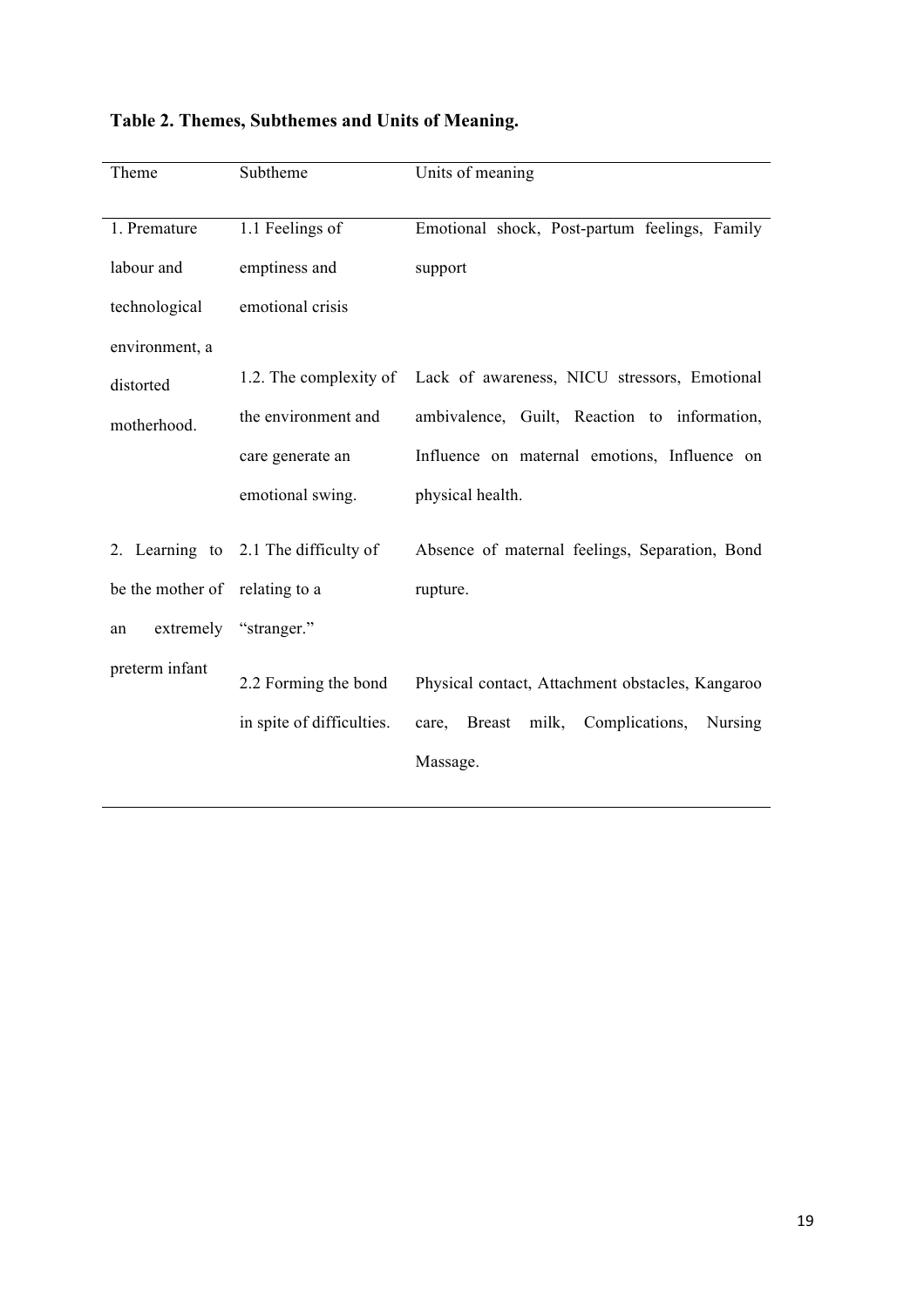**Table 2. Themes, Subthemes and Units of Meaning.**

| Theme | Subtheme | Units of meaning |
|---|---|---|
| 1. Premature labour and technological environment, a distorted motherhood. | 1.1 Feelings of emptiness and emotional crisis | Emotional shock, Post-partum feelings, Family support |
| | 1.2. The complexity of the environment and care generate an emotional swing. | Lack of awareness, NICU stressors, Emotional ambivalence, Guilt, Reaction to information, Influence on maternal emotions, Influence on physical health. |
| 2. Learning to be the mother of an extremely preterm infant | 2.1 The difficulty of relating to a "stranger." | Absence of maternal feelings, Separation, Bond rupture. |
| | 2.2 Forming the bond in spite of difficulties. | Physical contact, Attachment obstacles, Kangaroo care, Breast milk, Complications, Nursing Massage. |